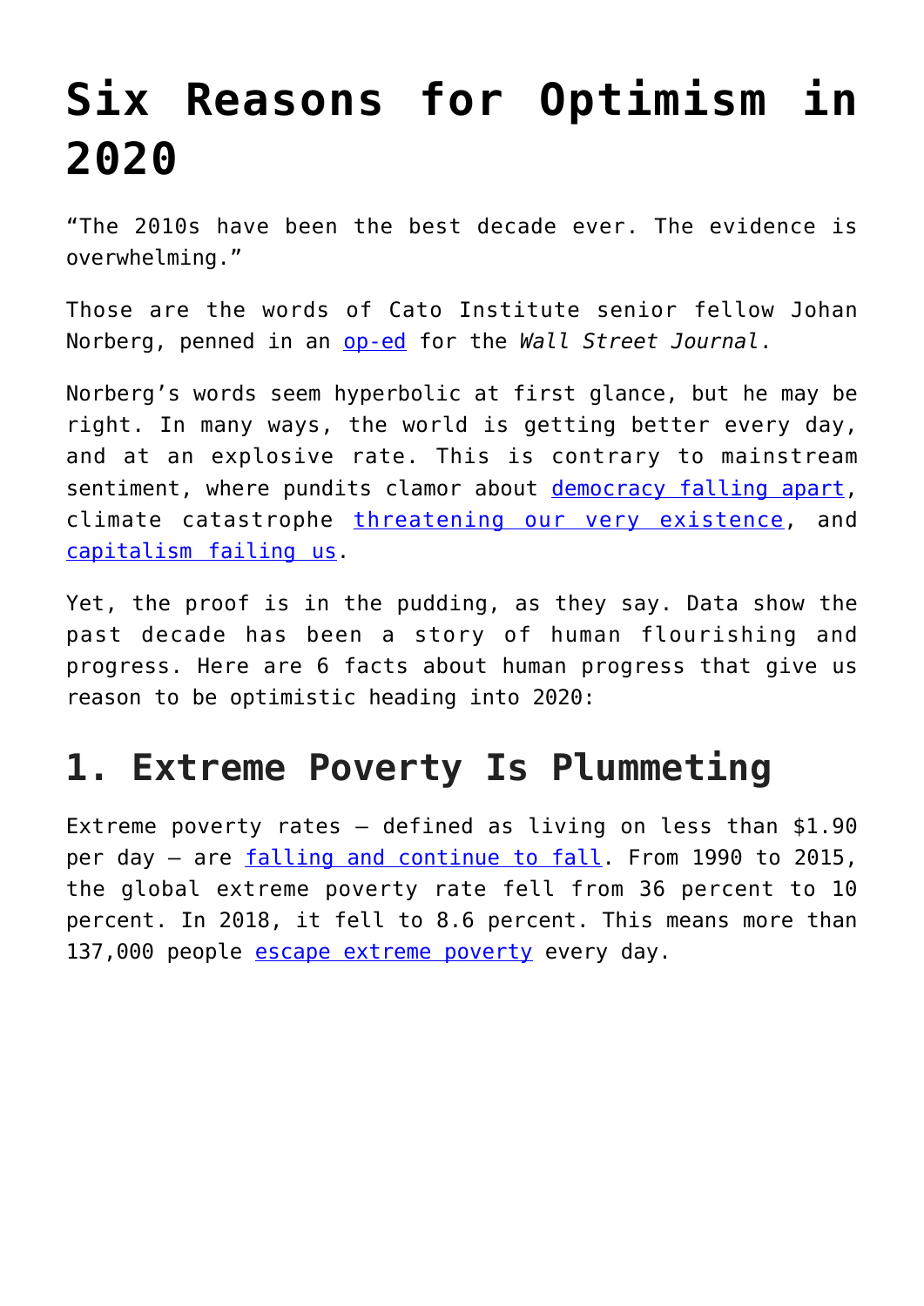# Six Reasons for Optimism in 2020

"The 2010s have been the best decade ever. The evidence is overwhelming."

Those are the words of Cato Institute senior fellow Johan Norberg, penned in an op-ed for the *Wall Street Journal*.

Norberg's words seem hyperbolic at first glance, but he may be right. In many ways, the world is getting better every day, and at an explosive rate. This is contrary to mainstream sentiment, where pundits clamor about democracy falling apart, climate catastrophe threatening our very existence, and capitalism failing us.

Yet, the proof is in the pudding, as they say. Data show the past decade has been a story of human flourishing and progress. Here are 6 facts about human progress that give us reason to be optimistic heading into 2020:

## 1. Extreme Poverty Is Plummeting

Extreme poverty rates – defined as living on less than $1.90 per day – are falling and continue to fall. From 1990 to 2015, the global extreme poverty rate fell from 36 percent to 10 percent. In 2018, it fell to 8.6 percent. This means more than 137,000 people escape extreme poverty every day.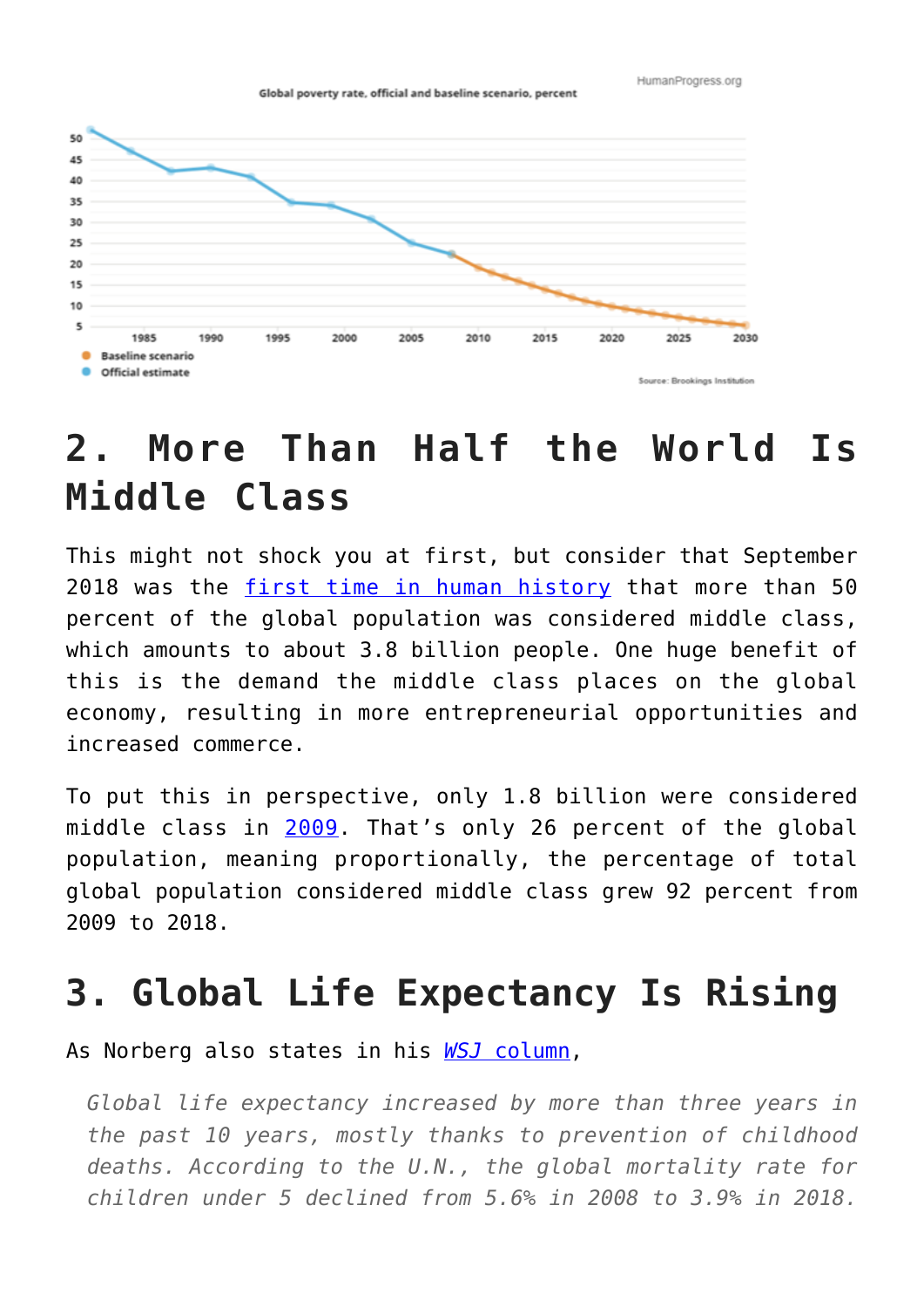Global poverty rate, official and baseline scenario, percent

HumanProgress.org

Baseline scenario

Official estimate

Source: Brookings Institution

## 2. More Than Half the World Is Middle Class

This might not shock you at first, but consider that September 2018 was the first time in human history that more than 50 percent of the global population was considered middle class, which amounts to about 3.8 billion people. One huge benefit of this is the demand the middle class places on the global economy, resulting in more entrepreneurial opportunities and increased commerce.

To put this in perspective, only 1.8 billion were considered middle class in 2009. That's only 26 percent of the global population, meaning proportionally, the percentage of total global population considered middle class grew 92 percent from 2009 to 2018.

## 3. Global Life Expectancy Is Rising

As Norberg also states in his *WSJ column*,

> *Global life expectancy increased by more than three years in the past 10 years, mostly thanks to prevention of childhood deaths. According to the U.N., the global mortality rate for children under 5 declined from 5.6% in 2008 to 3.9% in 2018.*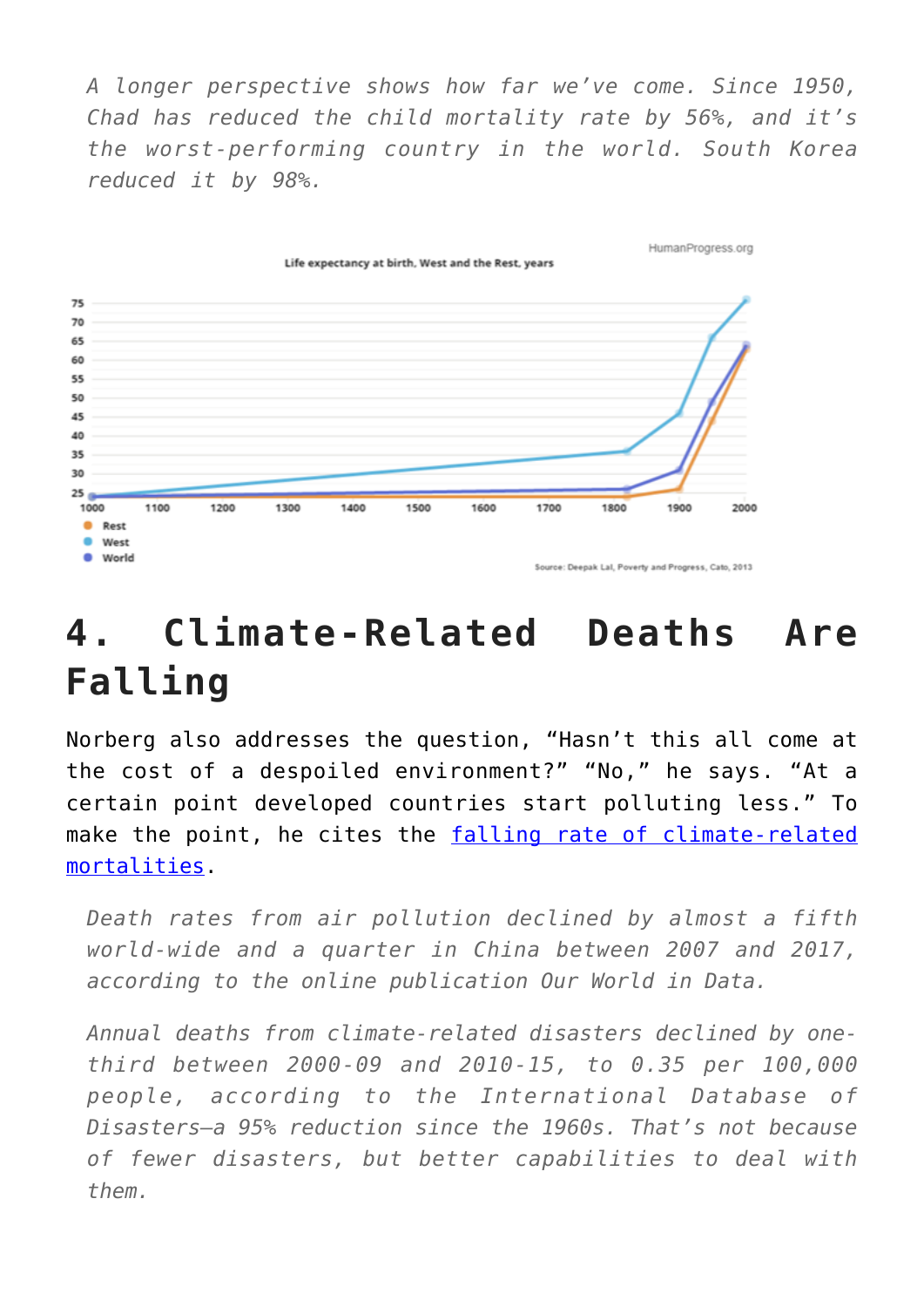*A longer perspective shows how far we've come. Since 1950, Chad has reduced the child mortality rate by 56%, and it's the worst-performing country in the world. South Korea reduced it by 98%.*

## 4. Climate-Related Deaths Are Falling

Norberg also addresses the question, "Hasn't this all come at the cost of a despoiled environment?" "No," he says. "At a certain point developed countries start polluting less." To make the point, he cites the [falling rate of climate-related mortalities](#).

> *Death rates from air pollution declined by almost a fifth world-wide and a quarter in China between 2007 and 2017, according to the online publication Our World in Data.*
>
> *Annual deaths from climate-related disasters declined by one-third between 2000-09 and 2010-15, to 0.35 per 100,000 people, according to the International Database of Disasters—a 95% reduction since the 1960s. That's not because of fewer disasters, but better capabilities to deal with them.*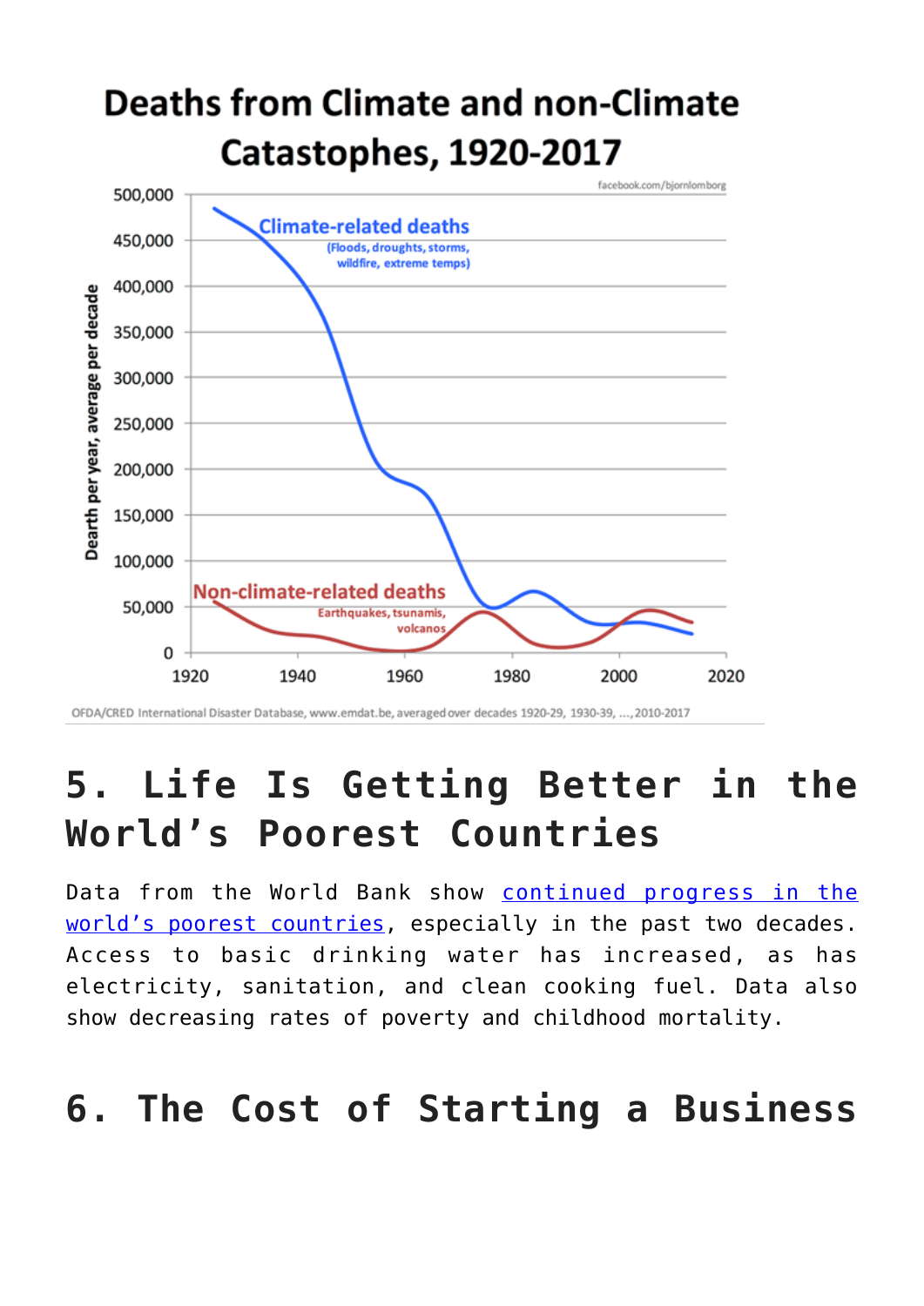Deaths from Climate and non-Climate Catastophes, 1920-2017

facebook.com/bjornlomborg

Climate-related deaths (Floods, droughts, storms, wildfire, extreme temps)

Non-climate-related deaths (Earthquakes, tsunamis, volcanos)

Dearth per year, average per decade

OFDA/CRED International Disaster Database, www.emdat.be, averaged over decades 1920-29, 1930-39, ...,2010-2017

## 5. Life Is Getting Better in the World's Poorest Countries

Data from the World Bank show continued progress in the world's poorest countries, especially in the past two decades. Access to basic drinking water has increased, as has electricity, sanitation, and clean cooking fuel. Data also show decreasing rates of poverty and childhood mortality.

## 6. The Cost of Starting a Business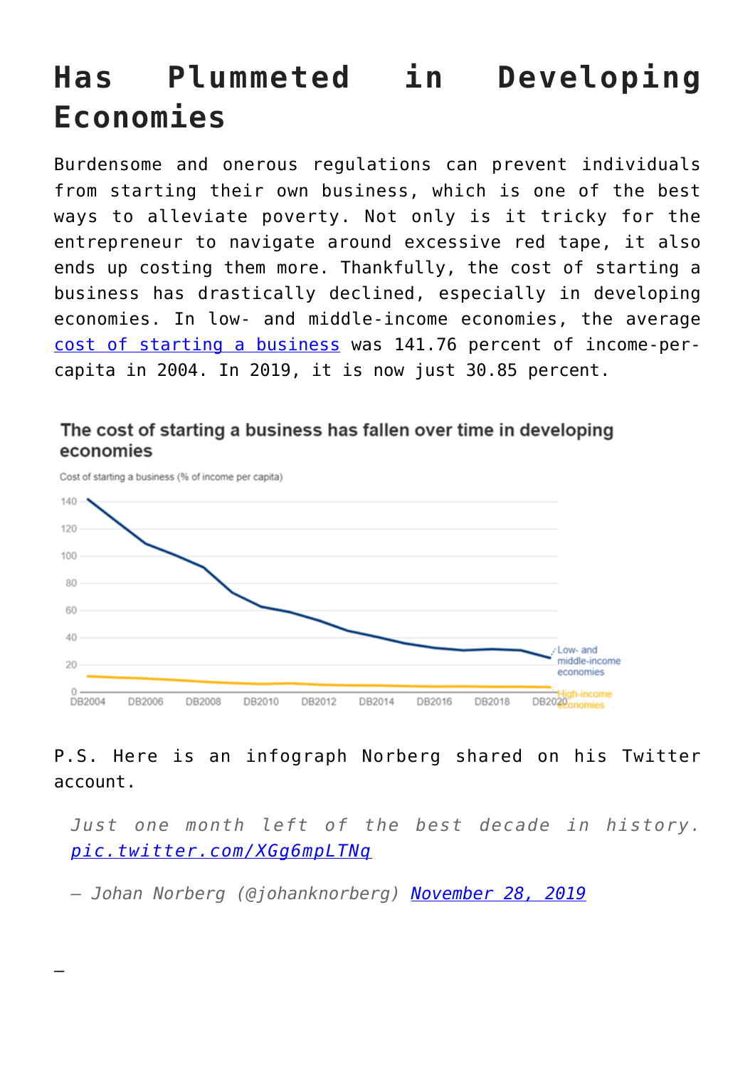# Has Plummeted in Developing Economies

Burdensome and onerous regulations can prevent individuals from starting their own business, which is one of the best ways to alleviate poverty. Not only is it tricky for the entrepreneur to navigate around excessive red tape, it also ends up costing them more. Thankfully, the cost of starting a business has drastically declined, especially in developing economies. In low- and middle-income economies, the average cost of starting a business was 141.76 percent of income-per-capita in 2004. In 2019, it is now just 30.85 percent.

The cost of starting a business has fallen over time in developing economies

Cost of starting a business (% of income per capita)

P.S. Here is an infograph Norberg shared on his Twitter account.

> *Just one month left of the best decade in history. pic.twitter.com/XGg6mpLTNq*
>
> *— Johan Norberg (@johanknorberg) November 28, 2019*

—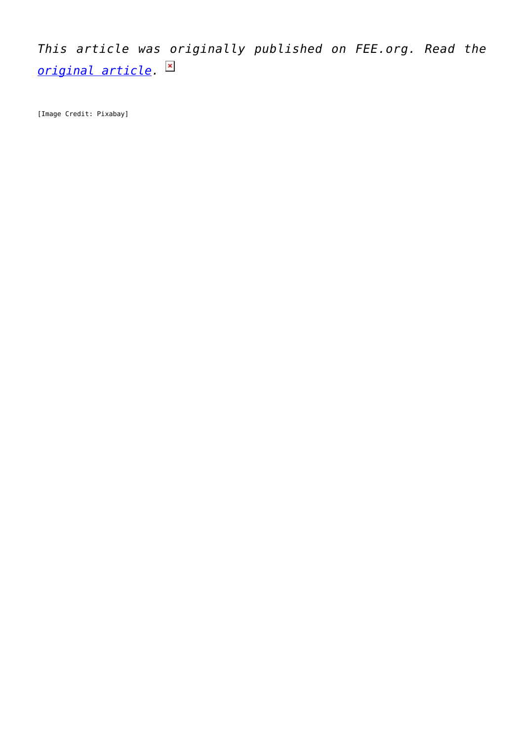*This article was originally published on FEE.org. Read the original article.*

[Image Credit: Pixabay]